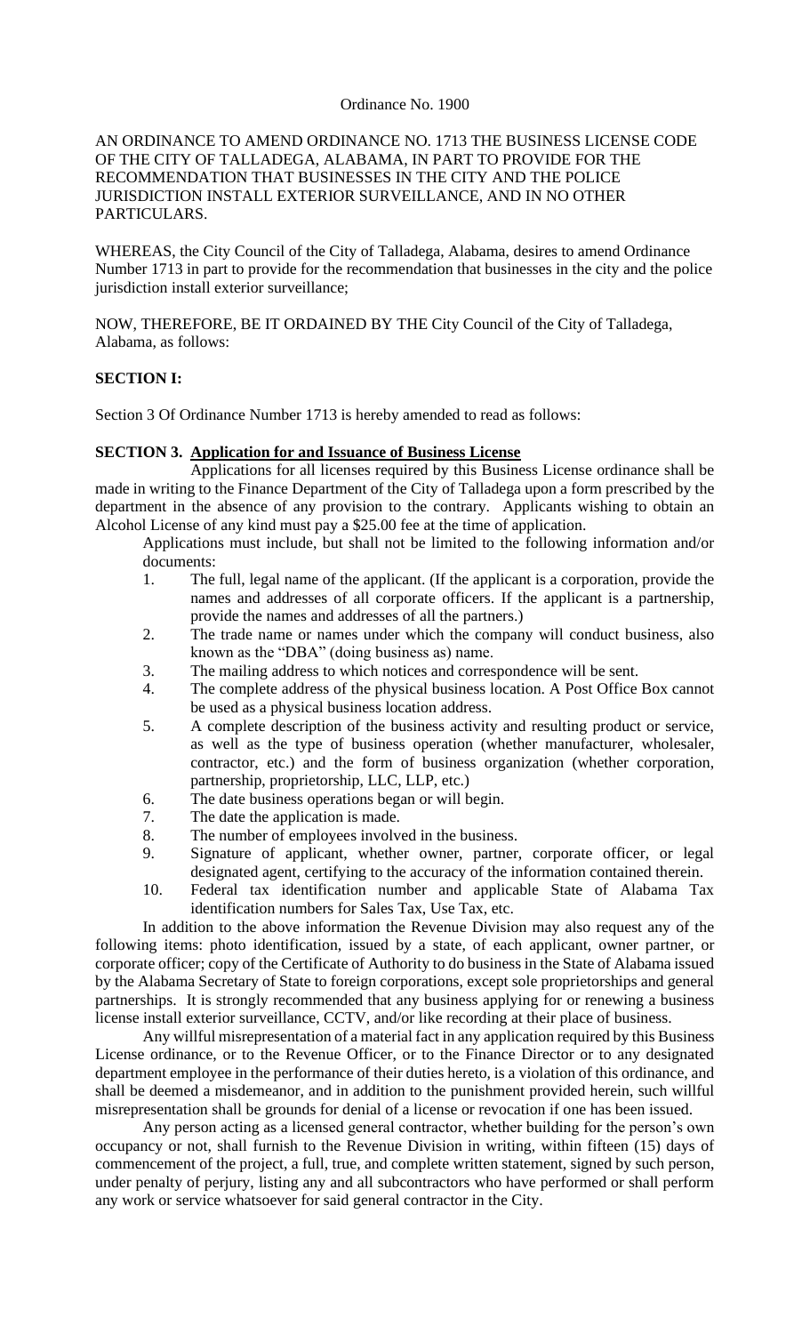Ordinance No. 1900

AN ORDINANCE TO AMEND ORDINANCE NO. 1713 THE BUSINESS LICENSE CODE OF THE CITY OF TALLADEGA, ALABAMA, IN PART TO PROVIDE FOR THE RECOMMENDATION THAT BUSINESSES IN THE CITY AND THE POLICE JURISDICTION INSTALL EXTERIOR SURVEILLANCE, AND IN NO OTHER PARTICULARS.

WHEREAS, the City Council of the City of Talladega, Alabama, desires to amend Ordinance Number 1713 in part to provide for the recommendation that businesses in the city and the police jurisdiction install exterior surveillance;

NOW, THEREFORE, BE IT ORDAINED BY THE City Council of the City of Talladega, Alabama, as follows:

**SECTION I:**

Section 3 Of Ordinance Number 1713 is hereby amended to read as follows:

**SECTION 3. Application for and Issuance of Business License**

Applications for all licenses required by this Business License ordinance shall be made in writing to the Finance Department of the City of Talladega upon a form prescribed by the department in the absence of any provision to the contrary. Applicants wishing to obtain an Alcohol License of any kind must pay a $25.00 fee at the time of application.

Applications must include, but shall not be limited to the following information and/or documents:

1. The full, legal name of the applicant. (If the applicant is a corporation, provide the names and addresses of all corporate officers. If the applicant is a partnership, provide the names and addresses of all the partners.)
2. The trade name or names under which the company will conduct business, also known as the "DBA" (doing business as) name.
3. The mailing address to which notices and correspondence will be sent.
4. The complete address of the physical business location. A Post Office Box cannot be used as a physical business location address.
5. A complete description of the business activity and resulting product or service, as well as the type of business operation (whether manufacturer, wholesaler, contractor, etc.) and the form of business organization (whether corporation, partnership, proprietorship, LLC, LLP, etc.)
6. The date business operations began or will begin.
7. The date the application is made.
8. The number of employees involved in the business.
9. Signature of applicant, whether owner, partner, corporate officer, or legal designated agent, certifying to the accuracy of the information contained therein.
10. Federal tax identification number and applicable State of Alabama Tax identification numbers for Sales Tax, Use Tax, etc.

In addition to the above information the Revenue Division may also request any of the following items: photo identification, issued by a state, of each applicant, owner partner, or corporate officer; copy of the Certificate of Authority to do business in the State of Alabama issued by the Alabama Secretary of State to foreign corporations, except sole proprietorships and general partnerships. It is strongly recommended that any business applying for or renewing a business license install exterior surveillance, CCTV, and/or like recording at their place of business.

Any willful misrepresentation of a material fact in any application required by this Business License ordinance, or to the Revenue Officer, or to the Finance Director or to any designated department employee in the performance of their duties hereto, is a violation of this ordinance, and shall be deemed a misdemeanor, and in addition to the punishment provided herein, such willful misrepresentation shall be grounds for denial of a license or revocation if one has been issued.

Any person acting as a licensed general contractor, whether building for the person's own occupancy or not, shall furnish to the Revenue Division in writing, within fifteen (15) days of commencement of the project, a full, true, and complete written statement, signed by such person, under penalty of perjury, listing any and all subcontractors who have performed or shall perform any work or service whatsoever for said general contractor in the City.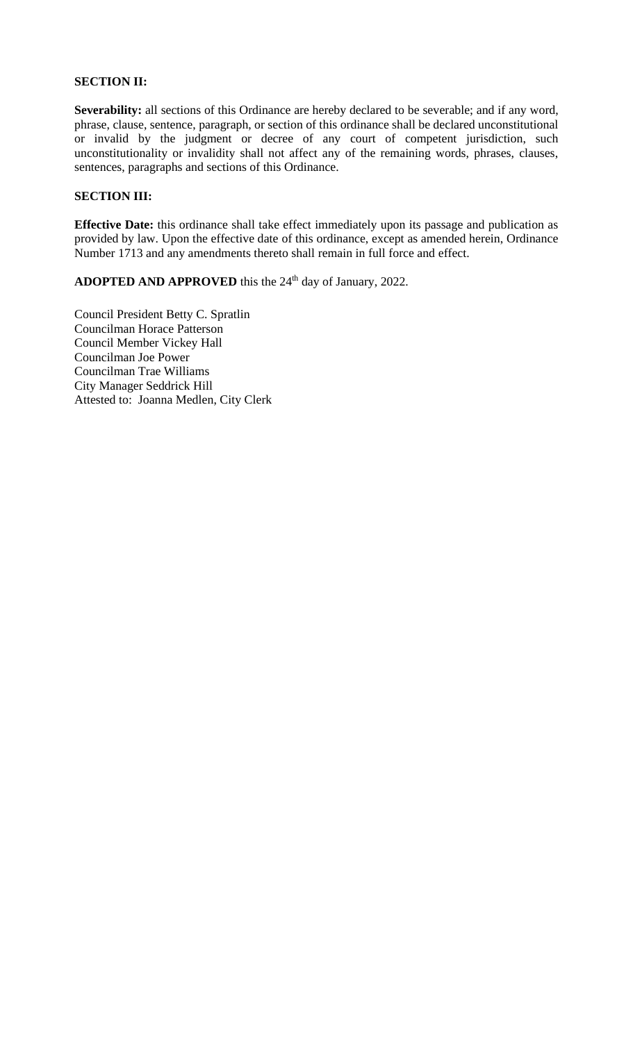**SECTION II:**

**Severability:** all sections of this Ordinance are hereby declared to be severable; and if any word, phrase, clause, sentence, paragraph, or section of this ordinance shall be declared unconstitutional or invalid by the judgment or decree of any court of competent jurisdiction, such unconstitutionality or invalidity shall not affect any of the remaining words, phrases, clauses, sentences, paragraphs and sections of this Ordinance.

**SECTION III:**

**Effective Date:** this ordinance shall take effect immediately upon its passage and publication as provided by law. Upon the effective date of this ordinance, except as amended herein, Ordinance Number 1713 and any amendments thereto shall remain in full force and effect.

**ADOPTED AND APPROVED** this the 24th day of January, 2022.

Council President Betty C. Spratlin
Councilman Horace Patterson
Council Member Vickey Hall
Councilman Joe Power
Councilman Trae Williams
City Manager Seddrick Hill
Attested to: Joanna Medlen, City Clerk